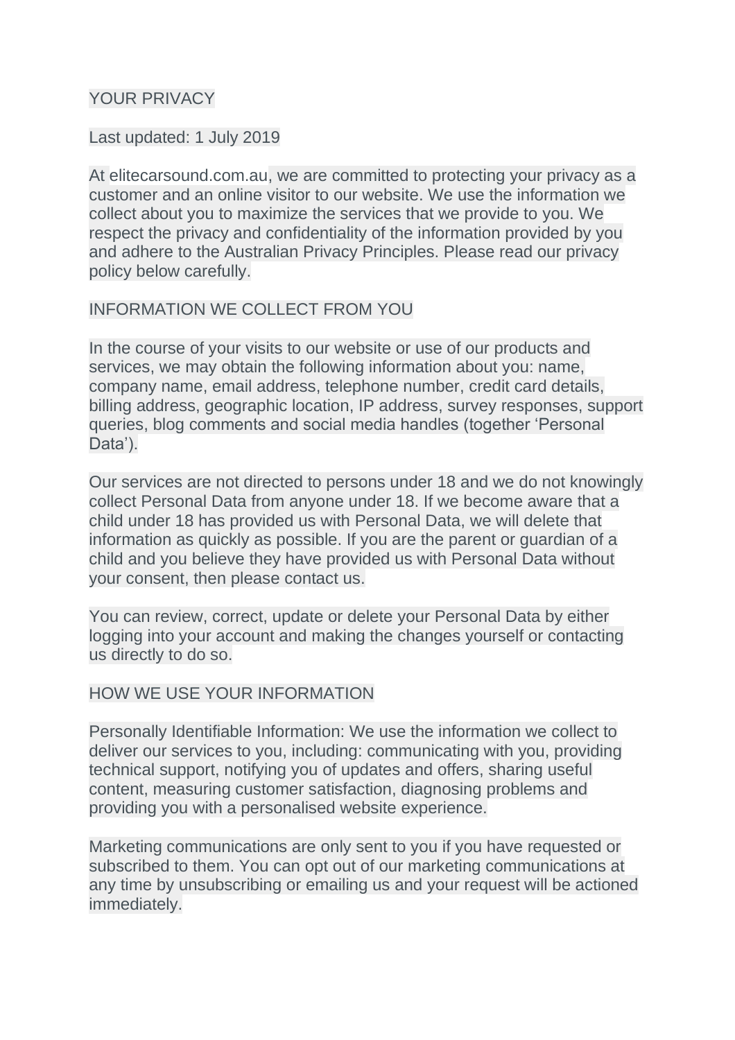# YOUR PRIVACY

Last updated: 1 July 2019

At elitecarsound.com.au, we are committed to protecting your privacy as a customer and an online visitor to our website. We use the information we collect about you to maximize the services that we provide to you. We respect the privacy and confidentiality of the information provided by you and adhere to the Australian Privacy Principles. Please read our privacy policy below carefully.

## INFORMATION WE COLLECT FROM YOU

In the course of your visits to our website or use of our products and services, we may obtain the following information about you: name, company name, email address, telephone number, credit card details, billing address, geographic location, IP address, survey responses, support queries, blog comments and social media handles (together 'Personal Data').

Our services are not directed to persons under 18 and we do not knowingly collect Personal Data from anyone under 18. If we become aware that a child under 18 has provided us with Personal Data, we will delete that information as quickly as possible. If you are the parent or guardian of a child and you believe they have provided us with Personal Data without your consent, then please contact us.

You can review, correct, update or delete your Personal Data by either logging into your account and making the changes yourself or contacting us directly to do so.

## HOW WE USE YOUR INFORMATION

Personally Identifiable Information: We use the information we collect to deliver our services to you, including: communicating with you, providing technical support, notifying you of updates and offers, sharing useful content, measuring customer satisfaction, diagnosing problems and providing you with a personalised website experience.

Marketing communications are only sent to you if you have requested or subscribed to them. You can opt out of our marketing communications at any time by unsubscribing or emailing us and your request will be actioned immediately.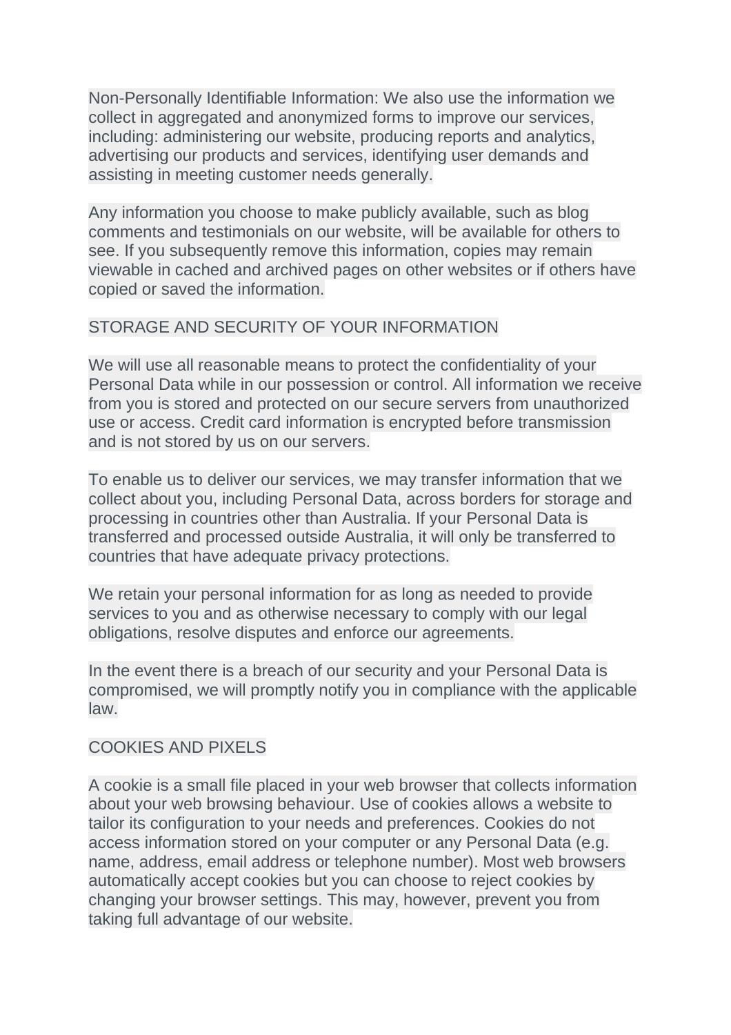Non-Personally Identifiable Information: We also use the information we collect in aggregated and anonymized forms to improve our services, including: administering our website, producing reports and analytics, advertising our products and services, identifying user demands and assisting in meeting customer needs generally.

Any information you choose to make publicly available, such as blog comments and testimonials on our website, will be available for others to see. If you subsequently remove this information, copies may remain viewable in cached and archived pages on other websites or if others have copied or saved the information.

## STORAGE AND SECURITY OF YOUR INFORMATION

We will use all reasonable means to protect the confidentiality of your Personal Data while in our possession or control. All information we receive from you is stored and protected on our secure servers from unauthorized use or access. Credit card information is encrypted before transmission and is not stored by us on our servers.

To enable us to deliver our services, we may transfer information that we collect about you, including Personal Data, across borders for storage and processing in countries other than Australia. If your Personal Data is transferred and processed outside Australia, it will only be transferred to countries that have adequate privacy protections.

We retain your personal information for as long as needed to provide services to you and as otherwise necessary to comply with our legal obligations, resolve disputes and enforce our agreements.

In the event there is a breach of our security and your Personal Data is compromised, we will promptly notify you in compliance with the applicable law.

## COOKIES AND PIXELS

A cookie is a small file placed in your web browser that collects information about your web browsing behaviour. Use of cookies allows a website to tailor its configuration to your needs and preferences. Cookies do not access information stored on your computer or any Personal Data (e.g. name, address, email address or telephone number). Most web browsers automatically accept cookies but you can choose to reject cookies by changing your browser settings. This may, however, prevent you from taking full advantage of our website.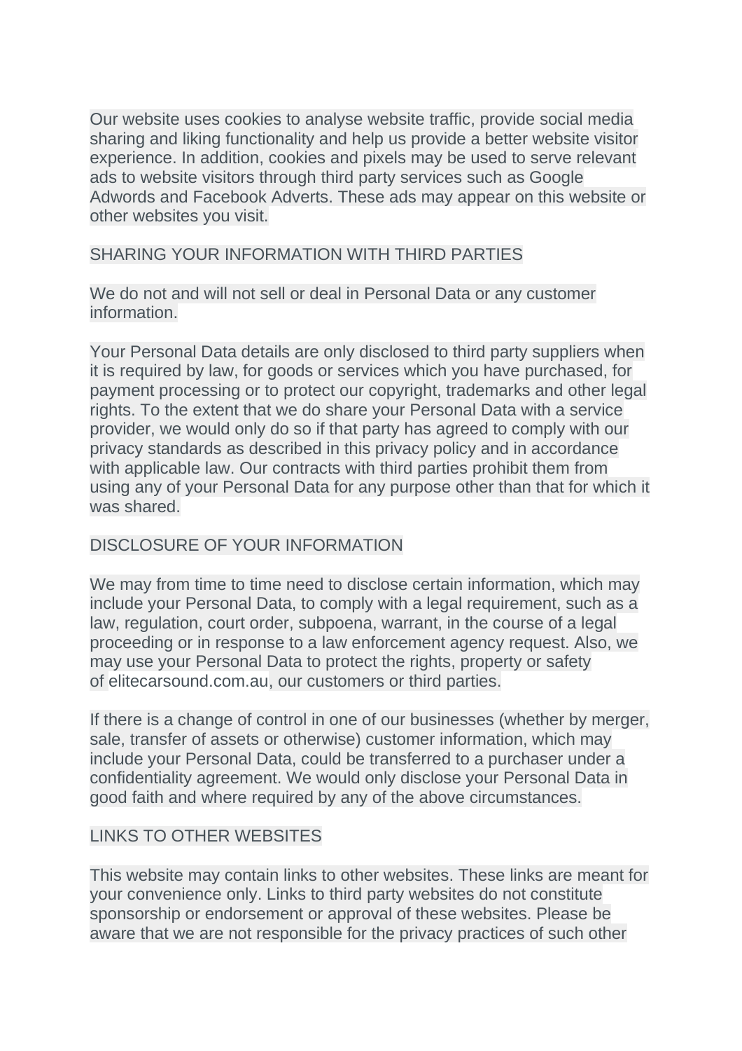Our website uses cookies to analyse website traffic, provide social media sharing and liking functionality and help us provide a better website visitor experience. In addition, cookies and pixels may be used to serve relevant ads to website visitors through third party services such as Google Adwords and Facebook Adverts. These ads may appear on this website or other websites you visit.

## SHARING YOUR INFORMATION WITH THIRD PARTIES

We do not and will not sell or deal in Personal Data or any customer information.

Your Personal Data details are only disclosed to third party suppliers when it is required by law, for goods or services which you have purchased, for payment processing or to protect our copyright, trademarks and other legal rights. To the extent that we do share your Personal Data with a service provider, we would only do so if that party has agreed to comply with our privacy standards as described in this privacy policy and in accordance with applicable law. Our contracts with third parties prohibit them from using any of your Personal Data for any purpose other than that for which it was shared.

## DISCLOSURE OF YOUR INFORMATION

We may from time to time need to disclose certain information, which may include your Personal Data, to comply with a legal requirement, such as a law, regulation, court order, subpoena, warrant, in the course of a legal proceeding or in response to a law enforcement agency request. Also, we may use your Personal Data to protect the rights, property or safety of elitecarsound.com.au, our customers or third parties.

If there is a change of control in one of our businesses (whether by merger, sale, transfer of assets or otherwise) customer information, which may include your Personal Data, could be transferred to a purchaser under a confidentiality agreement. We would only disclose your Personal Data in good faith and where required by any of the above circumstances.

## LINKS TO OTHER WEBSITES

This website may contain links to other websites. These links are meant for your convenience only. Links to third party websites do not constitute sponsorship or endorsement or approval of these websites. Please be aware that we are not responsible for the privacy practices of such other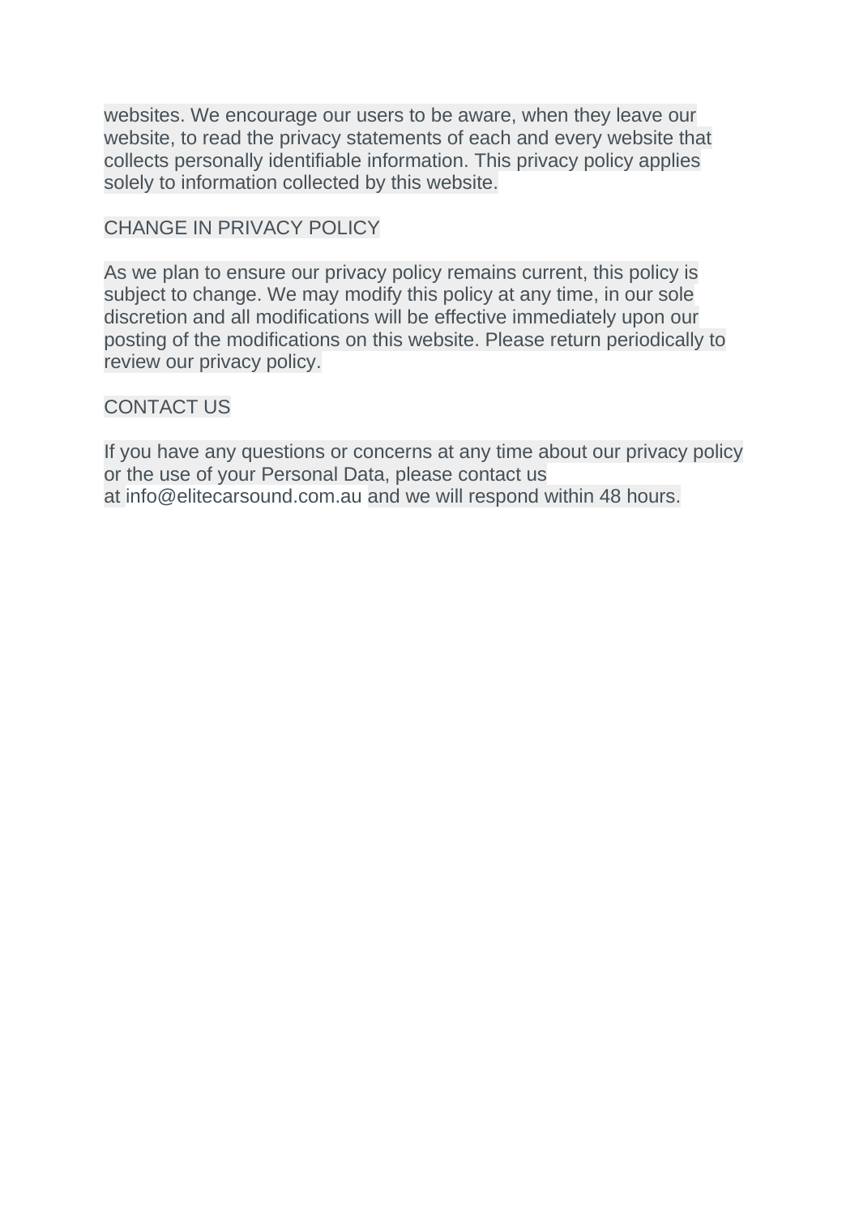websites. We encourage our users to be aware, when they leave our website, to read the privacy statements of each and every website that collects personally identifiable information. This privacy policy applies solely to information collected by this website.

## CHANGE IN PRIVACY POLICY

As we plan to ensure our privacy policy remains current, this policy is subject to change. We may modify this policy at any time, in our sole discretion and all modifications will be effective immediately upon our posting of the modifications on this website. Please return periodically to review our privacy policy.

## CONTACT US

If you have any questions or concerns at any time about our privacy policy or the use of your Personal Data, please contact us at info@elitecarsound.com.au and we will respond within 48 hours.